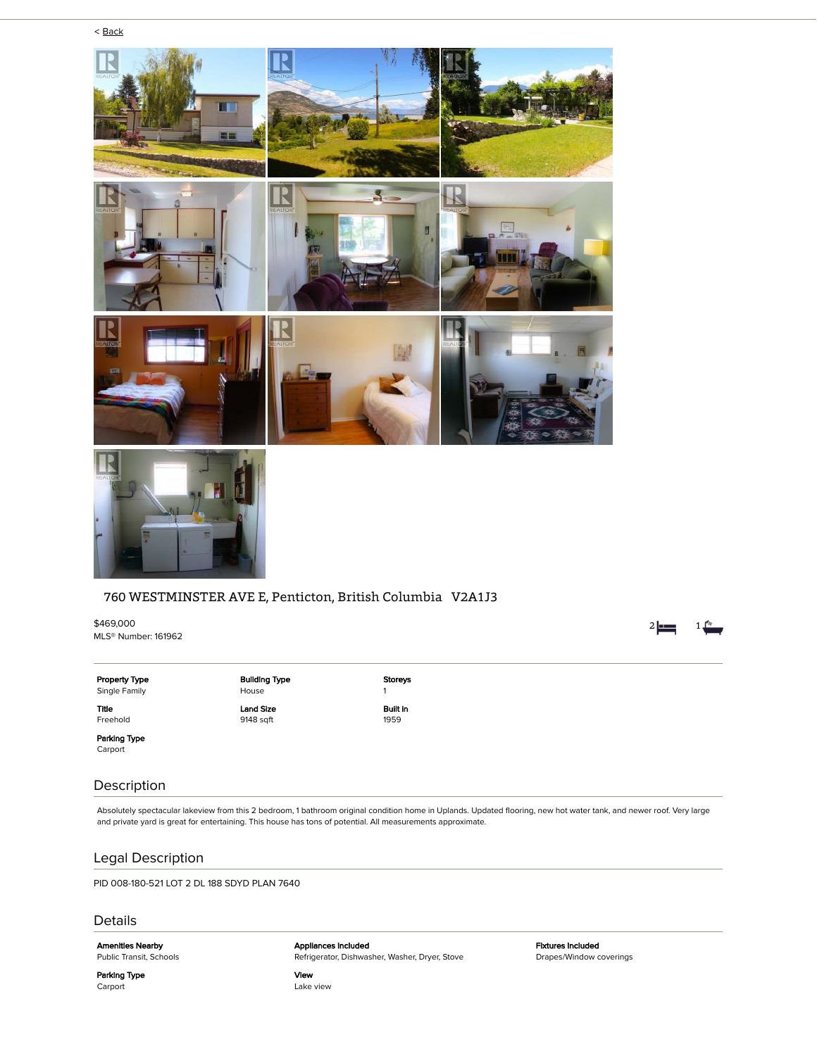< Back

## 760 WESTMINSTER AVE E, Penticton, British Columbia V2A1J3

$469,000
MLS® Number: 161962

2 bedrooms, 1 bathroom

**Property Type**
Single Family

**Building Type**
House

**Storeys**
1

**Title**
Freehold

**Land Size**
9148 sqft

**Built in**
1959

**Parking Type**
Carport

## Description

Absolutely spectacular lakeview from this 2 bedroom, 1 bathroom original condition home in Uplands. Updated flooring, new hot water tank, and newer roof. Very large and private yard is great for entertaining. This house has tons of potential. All measurements approximate.

## Legal Description

PID 008-180-521 LOT 2 DL 188 SDYD PLAN 7640

## Details

**Amenities Nearby**
Public Transit, Schools

**Appliances Included**
Refrigerator, Dishwasher, Washer, Dryer, Stove

**Fixtures Included**
Drapes/Window coverings

**Parking Type**
Carport

**View**
Lake view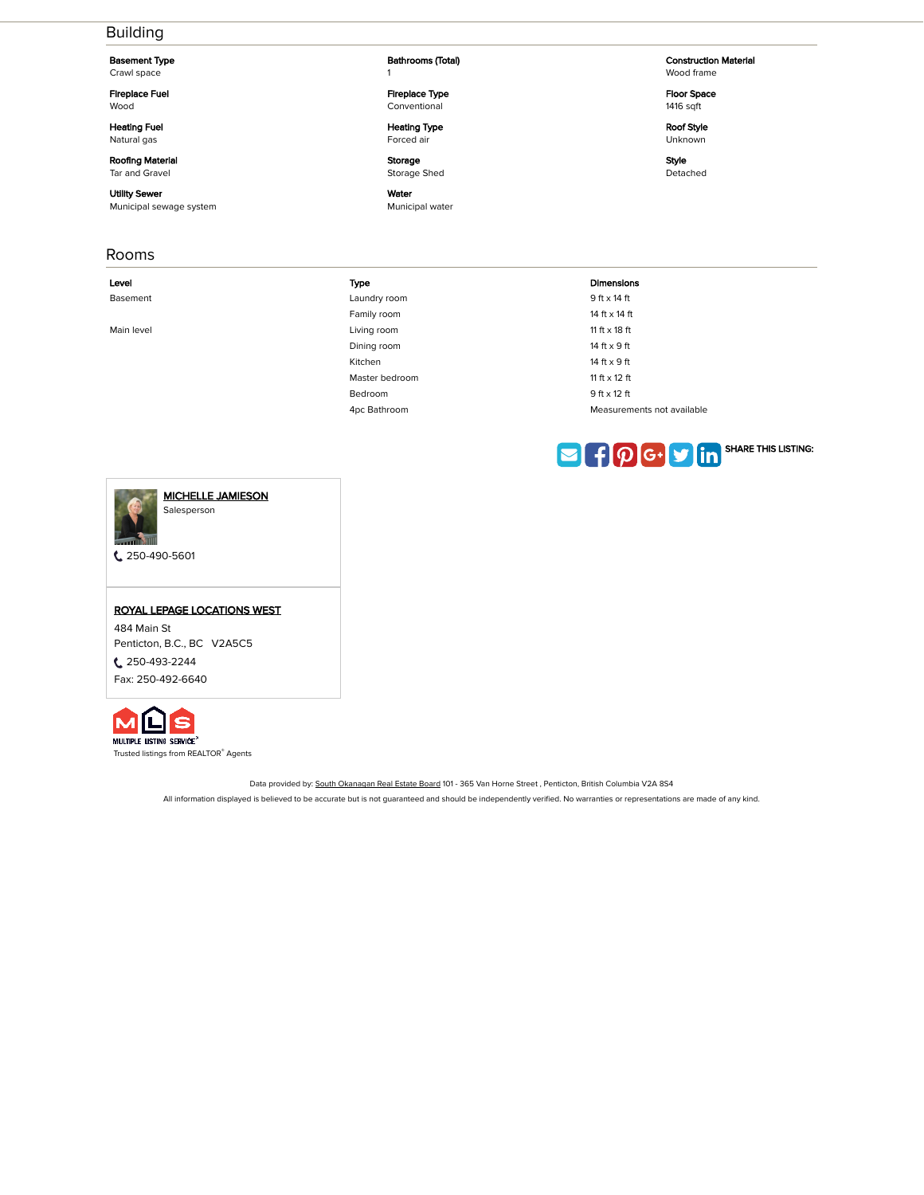## Building

| | | |
|---|---|---|
| **Basement Type**<br>Crawl space | **Bathrooms (Total)**<br>1 | **Construction Material**<br>Wood frame |
| **Fireplace Fuel**<br>Wood | **Fireplace Type**<br>Conventional | **Floor Space**<br>1416 sqft |
| **Heating Fuel**<br>Natural gas | **Heating Type**<br>Forced air | **Roof Style**<br>Unknown |
| **Roofing Material**<br>Tar and Gravel | **Storage**<br>Storage Shed | **Style**<br>Detached |
| **Utility Sewer**<br>Municipal sewage system | **Water**<br>Municipal water | |

## Rooms

| Level | Type | Dimensions |
|---|---|---|
| Basement | Laundry room | 9 ft x 14 ft |
| | Family room | 14 ft x 14 ft |
| Main level | Living room | 11 ft x 18 ft |
| | Dining room | 14 ft x 9 ft |
| | Kitchen | 14 ft x 9 ft |
| | Master bedroom | 11 ft x 12 ft |
| | Bedroom | 9 ft x 12 ft |
| | 4pc Bathroom | Measurements not available |

SHARE THIS LISTING:

**MICHELLE JAMIESON**
Salesperson
250-490-5601

**ROYAL LEPAGE LOCATIONS WEST**
484 Main St
Penticton, B.C., BC V2A5C5
250-493-2244
Fax: 250-492-6640

MULTIPLE LISTING SERVICE®
Trusted listings from REALTOR® Agents

Data provided by: South Okanagan Real Estate Board 101 - 365 Van Horne Street , Penticton, British Columbia V2A 8S4

All information displayed is believed to be accurate but is not guaranteed and should be independently verified. No warranties or representations are made of any kind.